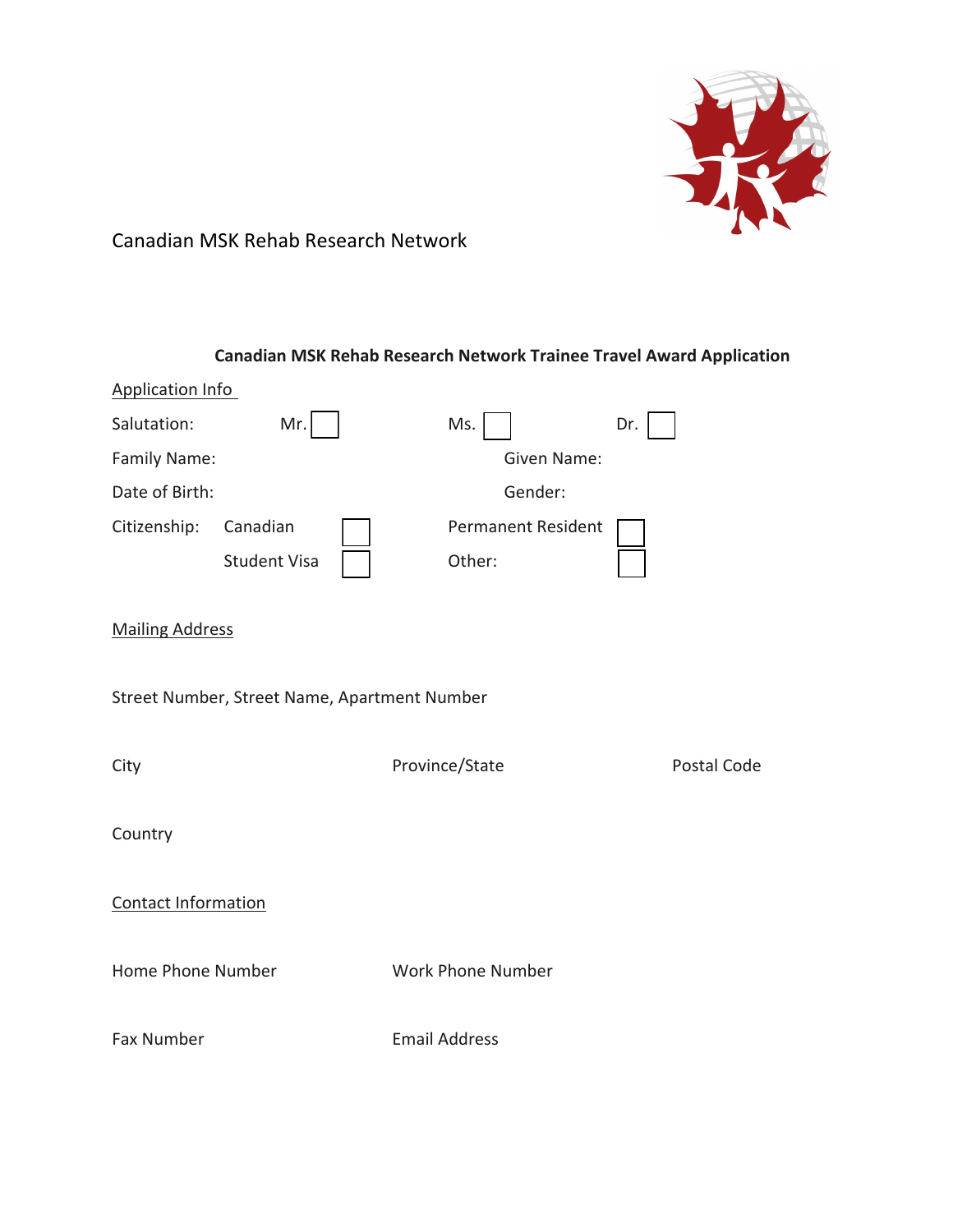Canadian MSK Rehab Research Network

**Canadian MSK Rehab Research Network Trainee Travel Award Application**

Application Info

Salutation: Mr. ☐ Ms. ☐ Dr. ☐

Family Name: Given Name:

Date of Birth: Gender:

Citizenship: Canadian ☐ Permanent Resident ☐

Student Visa ☐ Other: ☐

Mailing Address

Street Number, Street Name, Apartment Number

City Province/State Postal Code

Country

Contact Information

Home Phone Number Work Phone Number

Fax Number Email Address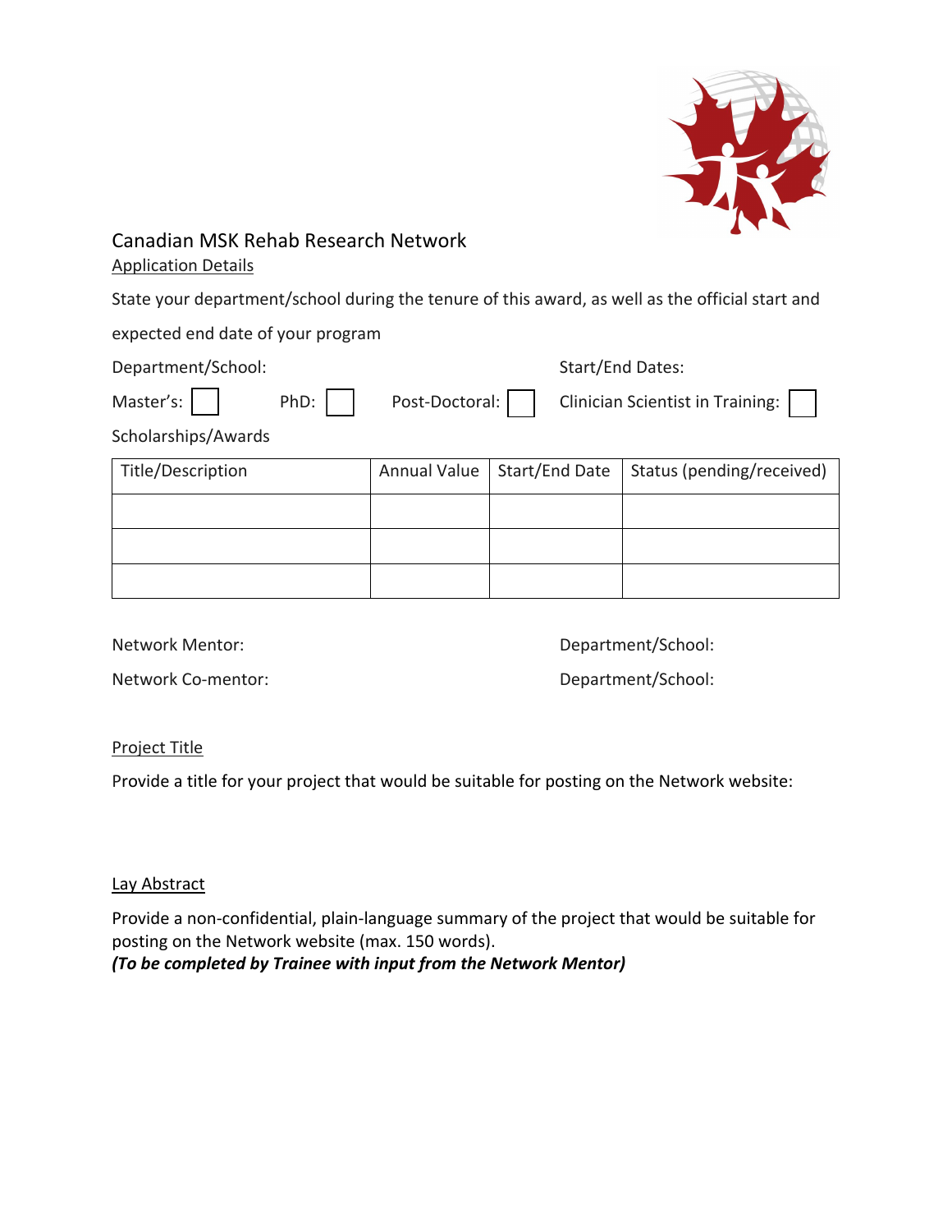# Canadian MSK Rehab Research Network

## Application Details

State your department/school during the tenure of this award, as well as the official start and expected end date of your program

Department/School: Start/End Dates:

Master's: ☐ PhD: ☐ Post-Doctoral: ☐ Clinician Scientist in Training: ☐

Scholarships/Awards

| Title/Description | Annual Value | Start/End Date | Status (pending/received) |
|---|---|---|---|
| | | | |
| | | | |
| | | | |

Network Mentor: Department/School:

Network Co-mentor: Department/School:

## Project Title

Provide a title for your project that would be suitable for posting on the Network website:

## Lay Abstract

Provide a non-confidential, plain-language summary of the project that would be suitable for posting on the Network website (max. 150 words).
***(To be completed by Trainee with input from the Network Mentor)***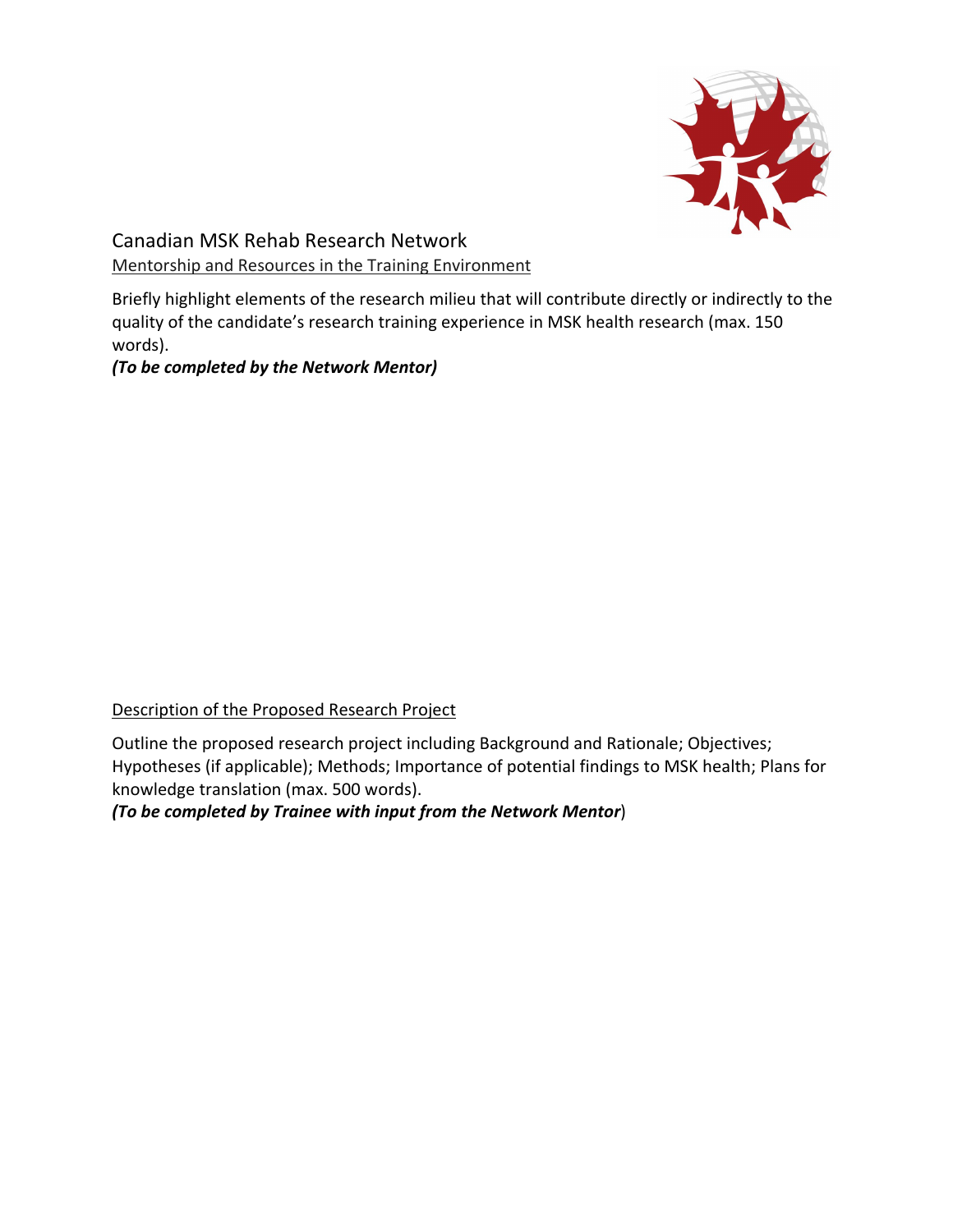Canadian MSK Rehab Research Network

Mentorship and Resources in the Training Environment

Briefly highlight elements of the research milieu that will contribute directly or indirectly to the quality of the candidate's research training experience in MSK health research (max. 150 words).

***(To be completed by the Network Mentor)***

Description of the Proposed Research Project

Outline the proposed research project including Background and Rationale; Objectives; Hypotheses (if applicable); Methods; Importance of potential findings to MSK health; Plans for knowledge translation (max. 500 words).

***(To be completed by Trainee with input from the Network Mentor)***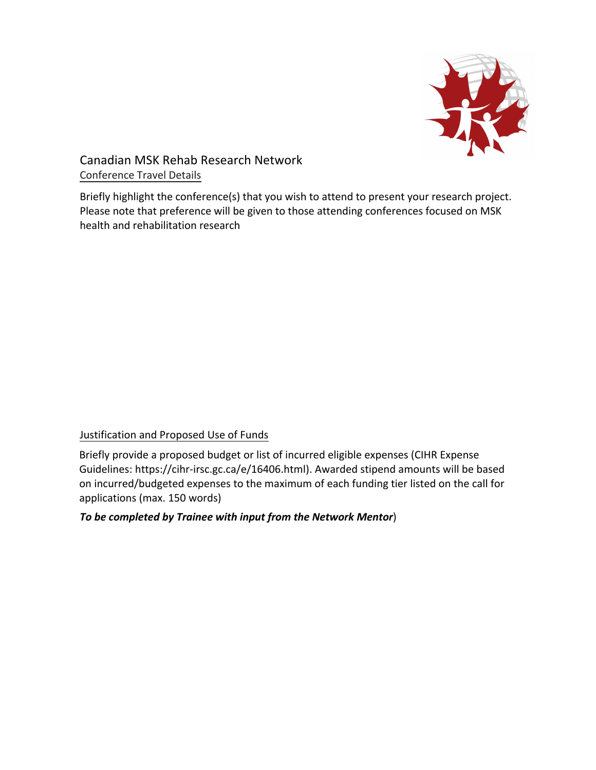Canadian MSK Rehab Research Network

Conference Travel Details

Briefly highlight the conference(s) that you wish to attend to present your research project. Please note that preference will be given to those attending conferences focused on MSK health and rehabilitation research

Justification and Proposed Use of Funds

Briefly provide a proposed budget or list of incurred eligible expenses (CIHR Expense Guidelines: https://cihr-irsc.gc.ca/e/16406.html). Awarded stipend amounts will be based on incurred/budgeted expenses to the maximum of each funding tier listed on the call for applications (max. 150 words)

***To be completed by Trainee with input from the Network Mentor***)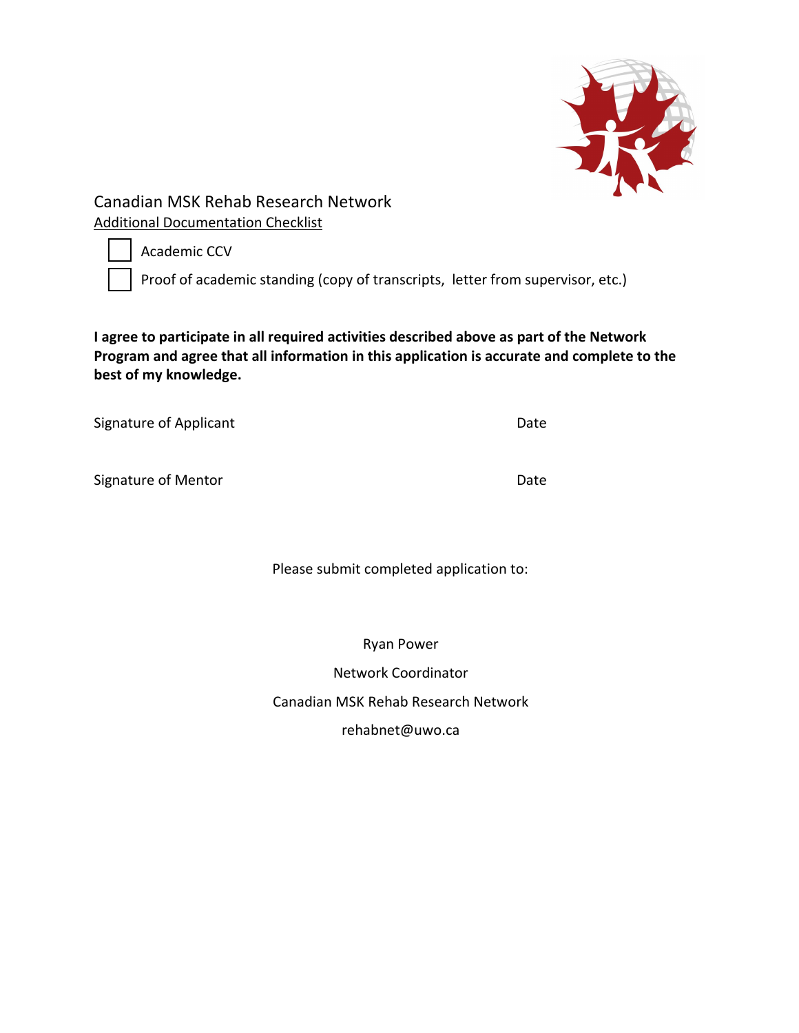Canadian MSK Rehab Research Network

Additional Documentation Checklist

- [ ] Academic CCV
- [ ] Proof of academic standing (copy of transcripts, letter from supervisor, etc.)

**I agree to participate in all required activities described above as part of the Network Program and agree that all information in this application is accurate and complete to the best of my knowledge.**

Signature of Applicant Date

Signature of Mentor Date

Please submit completed application to:

Ryan Power

Network Coordinator

Canadian MSK Rehab Research Network

rehabnet@uwo.ca